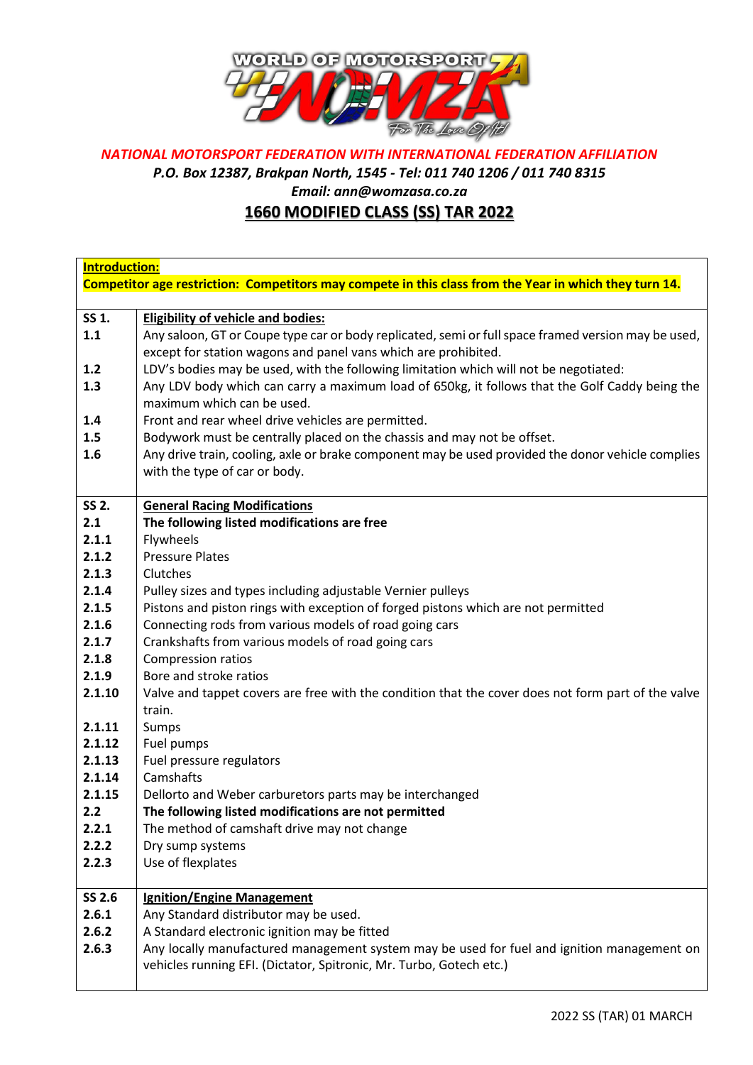*NATIONAL MOTORSPORT FEDERATION WITH INTERNATIONAL FEDERATION AFFILIATION*

***P.O. Box 12387, Brakpan North, 1545 - Tel: 011 740 1206 / 011 740 8315***

***Email: ann@womzasa.co.za***

# 1660 MODIFIED CLASS (SS) TAR 2022

**Introduction:**

**Competitor age restriction: Competitors may compete in this class from the Year in which they turn 14.**

| | |
|---|---|
| **SS 1.** | **Eligibility of vehicle and bodies:** |
| **1.1** | Any saloon, GT or Coupe type car or body replicated, semi or full space framed version may be used, except for station wagons and panel vans which are prohibited. |
| **1.2** | LDV's bodies may be used, with the following limitation which will not be negotiated: |
| **1.3** | Any LDV body which can carry a maximum load of 650kg, it follows that the Golf Caddy being the maximum which can be used. |
| **1.4** | Front and rear wheel drive vehicles are permitted. |
| **1.5** | Bodywork must be centrally placed on the chassis and may not be offset. |
| **1.6** | Any drive train, cooling, axle or brake component may be used provided the donor vehicle complies with the type of car or body. |
| **SS 2.** | **General Racing Modifications** |
| **2.1** | **The following listed modifications are free** |
| **2.1.1** | Flywheels |
| **2.1.2** | Pressure Plates |
| **2.1.3** | Clutches |
| **2.1.4** | Pulley sizes and types including adjustable Vernier pulleys |
| **2.1.5** | Pistons and piston rings with exception of forged pistons which are not permitted |
| **2.1.6** | Connecting rods from various models of road going cars |
| **2.1.7** | Crankshafts from various models of road going cars |
| **2.1.8** | Compression ratios |
| **2.1.9** | Bore and stroke ratios |
| **2.1.10** | Valve and tappet covers are free with the condition that the cover does not form part of the valve train. |
| **2.1.11** | Sumps |
| **2.1.12** | Fuel pumps |
| **2.1.13** | Fuel pressure regulators |
| **2.1.14** | Camshafts |
| **2.1.15** | Dellorto and Weber carburetors parts may be interchanged |
| **2.2** | **The following listed modifications are not permitted** |
| **2.2.1** | The method of camshaft drive may not change |
| **2.2.2** | Dry sump systems |
| **2.2.3** | Use of flexplates |
| **SS 2.6** | **Ignition/Engine Management** |
| **2.6.1** | Any Standard distributor may be used. |
| **2.6.2** | A Standard electronic ignition may be fitted |
| **2.6.3** | Any locally manufactured management system may be used for fuel and ignition management on vehicles running EFI. (Dictator, Spitronic, Mr. Turbo, Gotech etc.) |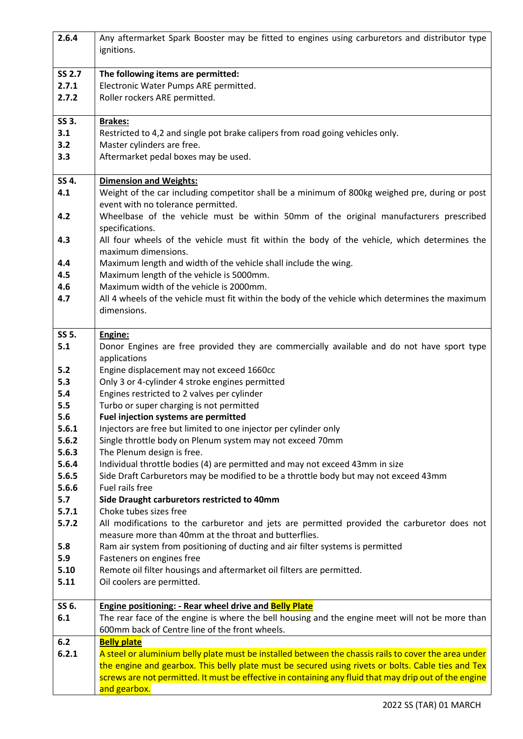| | |
|---|---|
| **2.6.4** | Any aftermarket Spark Booster may be fitted to engines using carburetors and distributor type ignitions. |
| **SS 2.7** | **The following items are permitted:** |
| **2.7.1** | Electronic Water Pumps ARE permitted. |
| **2.7.2** | Roller rockers ARE permitted. |
| **SS 3.** | **Brakes:** |
| **3.1** | Restricted to 4,2 and single pot brake calipers from road going vehicles only. |
| **3.2** | Master cylinders are free. |
| **3.3** | Aftermarket pedal boxes may be used. |
| **SS 4.** | **Dimension and Weights:** |
| **4.1** | Weight of the car including competitor shall be a minimum of 800kg weighed pre, during or post event with no tolerance permitted. |
| **4.2** | Wheelbase of the vehicle must be within 50mm of the original manufacturers prescribed specifications. |
| **4.3** | All four wheels of the vehicle must fit within the body of the vehicle, which determines the maximum dimensions. |
| **4.4** | Maximum length and width of the vehicle shall include the wing. |
| **4.5** | Maximum length of the vehicle is 5000mm. |
| **4.6** | Maximum width of the vehicle is 2000mm. |
| **4.7** | All 4 wheels of the vehicle must fit within the body of the vehicle which determines the maximum dimensions. |
| **SS 5.** | **Engine:** |
| **5.1** | Donor Engines are free provided they are commercially available and do not have sport type applications |
| **5.2** | Engine displacement may not exceed 1660cc |
| **5.3** | Only 3 or 4-cylinder 4 stroke engines permitted |
| **5.4** | Engines restricted to 2 valves per cylinder |
| **5.5** | Turbo or super charging is not permitted |
| **5.6** | **Fuel injection systems are permitted** |
| **5.6.1** | Injectors are free but limited to one injector per cylinder only |
| **5.6.2** | Single throttle body on Plenum system may not exceed 70mm |
| **5.6.3** | The Plenum design is free. |
| **5.6.4** | Individual throttle bodies (4) are permitted and may not exceed 43mm in size |
| **5.6.5** | Side Draft Carburetors may be modified to be a throttle body but may not exceed 43mm |
| **5.6.6** | Fuel rails free |
| **5.7** | **Side Draught carburetors restricted to 40mm** |
| **5.7.1** | Choke tubes sizes free |
| **5.7.2** | All modifications to the carburetor and jets are permitted provided the carburetor does not measure more than 40mm at the throat and butterflies. |
| **5.8** | Ram air system from positioning of ducting and air filter systems is permitted |
| **5.9** | Fasteners on engines free |
| **5.10** | Remote oil filter housings and aftermarket oil filters are permitted. |
| **5.11** | Oil coolers are permitted. |
| **SS 6.** | **Engine positioning: - Rear wheel drive and Belly Plate** |
| **6.1** | The rear face of the engine is where the bell housing and the engine meet will not be more than 600mm back of Centre line of the front wheels. |
| **6.2** | **Belly plate** |
| **6.2.1** | A steel or aluminium belly plate must be installed between the chassis rails to cover the area under the engine and gearbox. This belly plate must be secured using rivets or bolts. Cable ties and Tex screws are not permitted. It must be effective in containing any fluid that may drip out of the engine and gearbox. |

2022 SS (TAR) 01 MARCH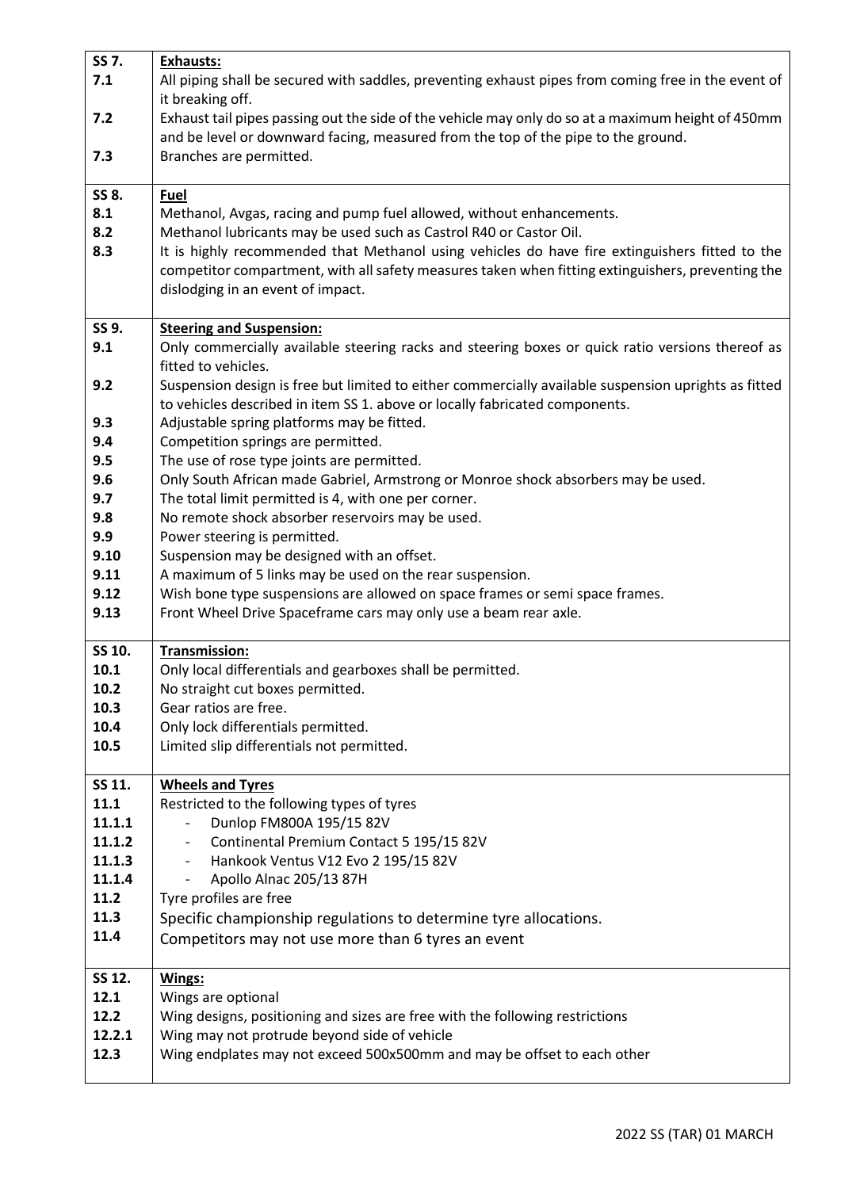| | |
|---|---|
| **SS 7.** | **Exhausts:** |
| **7.1** | All piping shall be secured with saddles, preventing exhaust pipes from coming free in the event of it breaking off. |
| **7.2** | Exhaust tail pipes passing out the side of the vehicle may only do so at a maximum height of 450mm and be level or downward facing, measured from the top of the pipe to the ground. |
| **7.3** | Branches are permitted. |
| **SS 8.** | **Fuel** |
| **8.1** | Methanol, Avgas, racing and pump fuel allowed, without enhancements. |
| **8.2** | Methanol lubricants may be used such as Castrol R40 or Castor Oil. |
| **8.3** | It is highly recommended that Methanol using vehicles do have fire extinguishers fitted to the competitor compartment, with all safety measures taken when fitting extinguishers, preventing the dislodging in an event of impact. |
| **SS 9.** | **Steering and Suspension:** |
| **9.1** | Only commercially available steering racks and steering boxes or quick ratio versions thereof as fitted to vehicles. |
| **9.2** | Suspension design is free but limited to either commercially available suspension uprights as fitted to vehicles described in item SS 1. above or locally fabricated components. |
| **9.3** | Adjustable spring platforms may be fitted. |
| **9.4** | Competition springs are permitted. |
| **9.5** | The use of rose type joints are permitted. |
| **9.6** | Only South African made Gabriel, Armstrong or Monroe shock absorbers may be used. |
| **9.7** | The total limit permitted is 4, with one per corner. |
| **9.8** | No remote shock absorber reservoirs may be used. |
| **9.9** | Power steering is permitted. |
| **9.10** | Suspension may be designed with an offset. |
| **9.11** | A maximum of 5 links may be used on the rear suspension. |
| **9.12** | Wish bone type suspensions are allowed on space frames or semi space frames. |
| **9.13** | Front Wheel Drive Spaceframe cars may only use a beam rear axle. |
| **SS 10.** | **Transmission:** |
| **10.1** | Only local differentials and gearboxes shall be permitted. |
| **10.2** | No straight cut boxes permitted. |
| **10.3** | Gear ratios are free. |
| **10.4** | Only lock differentials permitted. |
| **10.5** | Limited slip differentials not permitted. |
| **SS 11.** | **Wheels and Tyres** |
| **11.1** | Restricted to the following types of tyres |
| **11.1.1** | - Dunlop FM800A 195/15 82V |
| **11.1.2** | - Continental Premium Contact 5 195/15 82V |
| **11.1.3** | - Hankook Ventus V12 Evo 2 195/15 82V |
| **11.1.4** | - Apollo Alnac 205/13 87H |
| **11.2** | Tyre profiles are free |
| **11.3** | Specific championship regulations to determine tyre allocations. |
| **11.4** | Competitors may not use more than 6 tyres an event |
| **SS 12.** | **Wings:** |
| **12.1** | Wings are optional |
| **12.2** | Wing designs, positioning and sizes are free with the following restrictions |
| **12.2.1** | Wing may not protrude beyond side of vehicle |
| **12.3** | Wing endplates may not exceed 500x500mm and may be offset to each other |

2022 SS (TAR) 01 MARCH